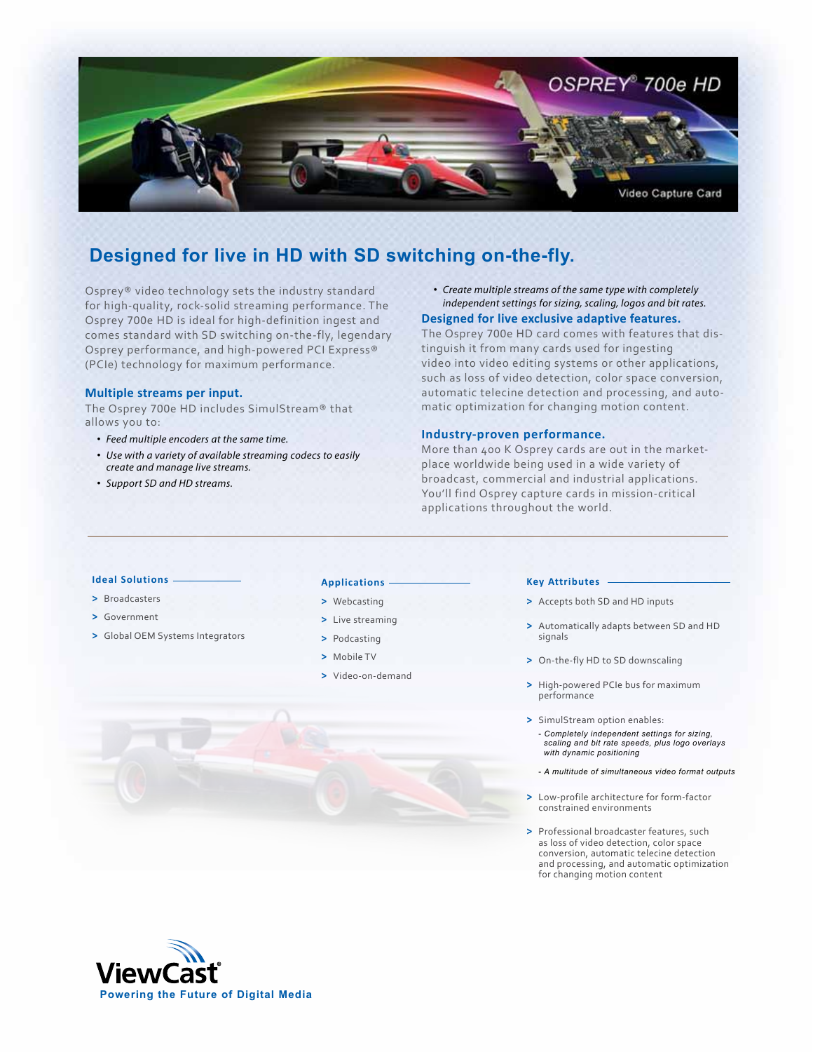OSPREY® 700e HD

Video Capture Card

# Designed for live in HD with SD switching on-the-fly.

Osprey® video technology sets the industry standard for high-quality, rock-solid streaming performance. The Osprey 700e HD is ideal for high-definition ingest and comes standard with SD switching on-the-fly, legendary Osprey performance, and high-powered PCI Express® (PCIe) technology for maximum performance.

### Multiple streams per input.

The Osprey 700e HD includes SimulStream® that allows you to:

- *Feed multiple encoders at the same time.*
- *Use with a variety of available streaming codecs to easily create and manage live streams.*
- *Support SD and HD streams.*
- *Create multiple streams of the same type with completely independent settings for sizing, scaling, logos and bit rates.*

### Designed for live exclusive adaptive features.

The Osprey 700e HD card comes with features that distinguish it from many cards used for ingesting video into video editing systems or other applications, such as loss of video detection, color space conversion, automatic telecine detection and processing, and automatic optimization for changing motion content.

### Industry-proven performance.

More than 400 K Osprey cards are out in the marketplace worldwide being used in a wide variety of broadcast, commercial and industrial applications. You'll find Osprey capture cards in mission-critical applications throughout the world.

---

#### Ideal Solutions

- Broadcasters
- Government
- Global OEM Systems Integrators

#### Applications

- Webcasting
- Live streaming
- Podcasting
- Mobile TV
- Video-on-demand

#### Key Attributes

- Accepts both SD and HD inputs
- Automatically adapts between SD and HD signals
- On-the-fly HD to SD downscaling
- High-powered PCIe bus for maximum performance
- SimulStream option enables:
  - *Completely independent settings for sizing, scaling and bit rate speeds, plus logo overlays with dynamic positioning*
  - *A multitude of simultaneous video format outputs*
- Low-profile architecture for form-factor constrained environments
- Professional broadcaster features, such as loss of video detection, color space conversion, automatic telecine detection and processing, and automatic optimization for changing motion content

ViewCast®

**Powering the Future of Digital Media**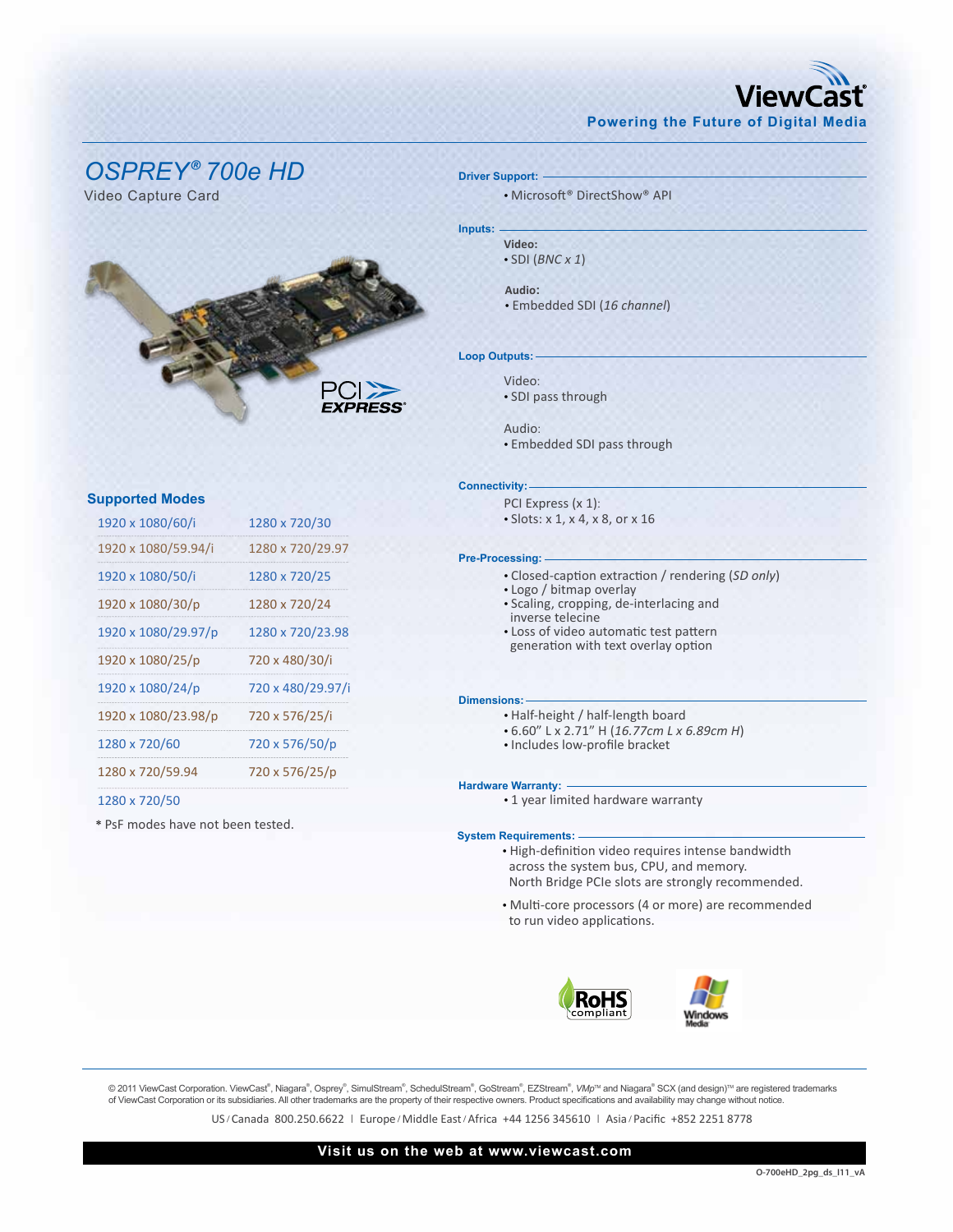ViewCast

Powering the Future of Digital Media

# OSPREY® 700e HD

Video Capture Card

PCI EXPRESS®

## Supported Modes

| | |
|---|---|
| 1920 x 1080/60/i | 1280 x 720/30 |
| 1920 x 1080/59.94/i | 1280 x 720/29.97 |
| 1920 x 1080/50/i | 1280 x 720/25 |
| 1920 x 1080/30/p | 1280 x 720/24 |
| 1920 x 1080/29.97/p | 1280 x 720/23.98 |
| 1920 x 1080/25/p | 720 x 480/30/i |
| 1920 x 1080/24/p | 720 x 480/29.97/i |
| 1920 x 1080/23.98/p | 720 x 576/25/i |
| 1280 x 720/60 | 720 x 576/50/p |
| 1280 x 720/59.94 | 720 x 576/25/p |
| 1280 x 720/50 | |

* PsF modes have not been tested.

**Driver Support:**

- Microsoft® DirectShow® API

**Inputs:**

**Video:**
- SDI (*BNC x 1*)

**Audio:**
- Embedded SDI (*16 channel*)

**Loop Outputs:**

Video:
- SDI pass through

Audio:
- Embedded SDI pass through

**Connectivity:**

PCI Express (x 1):
- Slots: x 1, x 4, x 8, or x 16

**Pre-Processing:**

- Closed-caption extraction / rendering (*SD only*)
- Logo / bitmap overlay
- Scaling, cropping, de-interlacing and inverse telecine
- Loss of video automatic test pattern generation with text overlay option

**Dimensions:**

- Half-height / half-length board
- 6.60" L x 2.71" H (*16.77cm L x 6.89cm H*)
- Includes low-profile bracket

**Hardware Warranty:**

- 1 year limited hardware warranty

**System Requirements:**

- High-definition video requires intense bandwidth across the system bus, CPU, and memory. North Bridge PCIe slots are strongly recommended.
- Multi-core processors (4 or more) are recommended to run video applications.

RoHS compliant

Windows Media

© 2011 ViewCast Corporation. ViewCast®, Niagara®, Osprey®, SimulStream®, SchedulStream®, GoStream®, EZStream®, *VMp*™ and Niagara® SCX (and design)™ are registered trademarks of ViewCast Corporation or its subsidiaries. All other trademarks are the property of their respective owners. Product specifications and availability may change without notice.

US / Canada 800.250.6622 | Europe / Middle East / Africa +44 1256 345610 | Asia / Pacific +852 2251 8778

**Visit us on the web at www.viewcast.com**

O-700eHD_2pg_ds_I11_vA